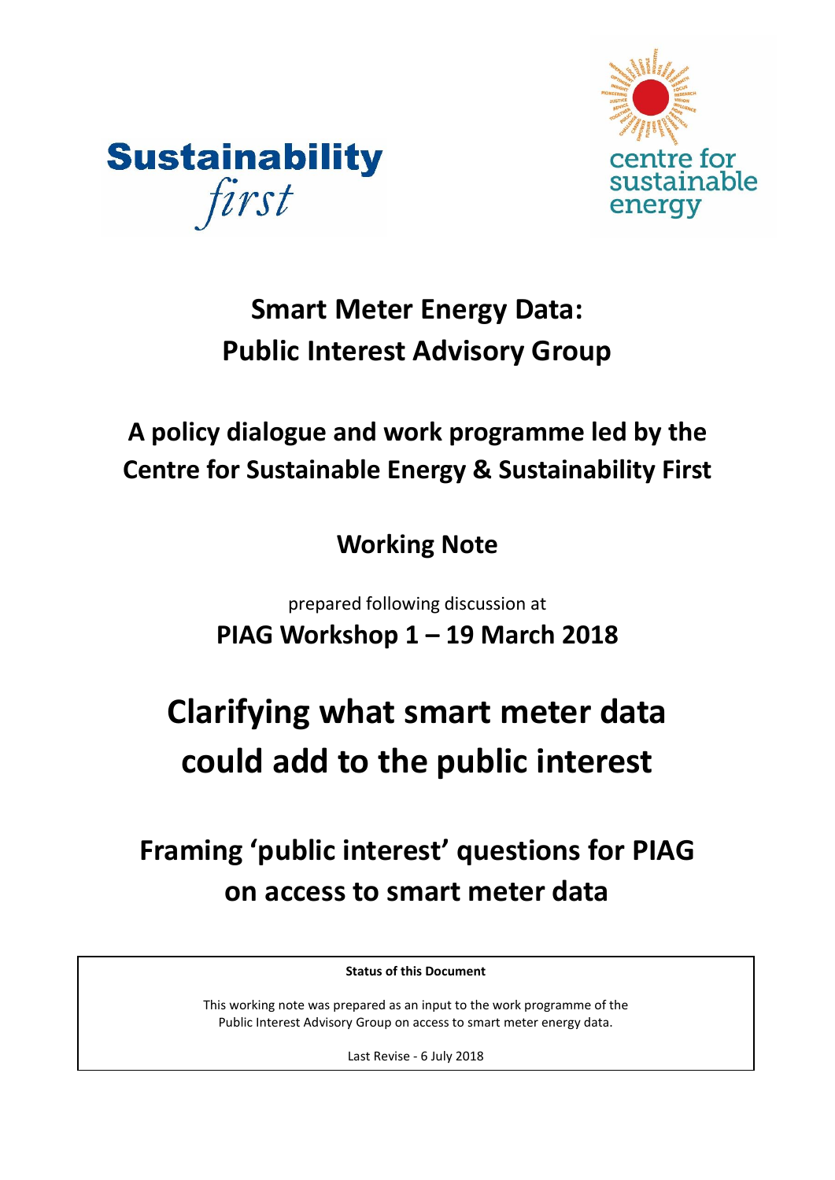Sustainability first

centre for sustainable energy

# Smart Meter Energy Data: Public Interest Advisory Group

## A policy dialogue and work programme led by the Centre for Sustainable Energy & Sustainability First

## Working Note

prepared following discussion at

**PIAG Workshop 1 – 19 March 2018**

# Clarifying what smart meter data could add to the public interest

## Framing 'public interest' questions for PIAG on access to smart meter data

**Status of this Document**

This working note was prepared as an input to the work programme of the Public Interest Advisory Group on access to smart meter energy data.

Last Revise - 6 July 2018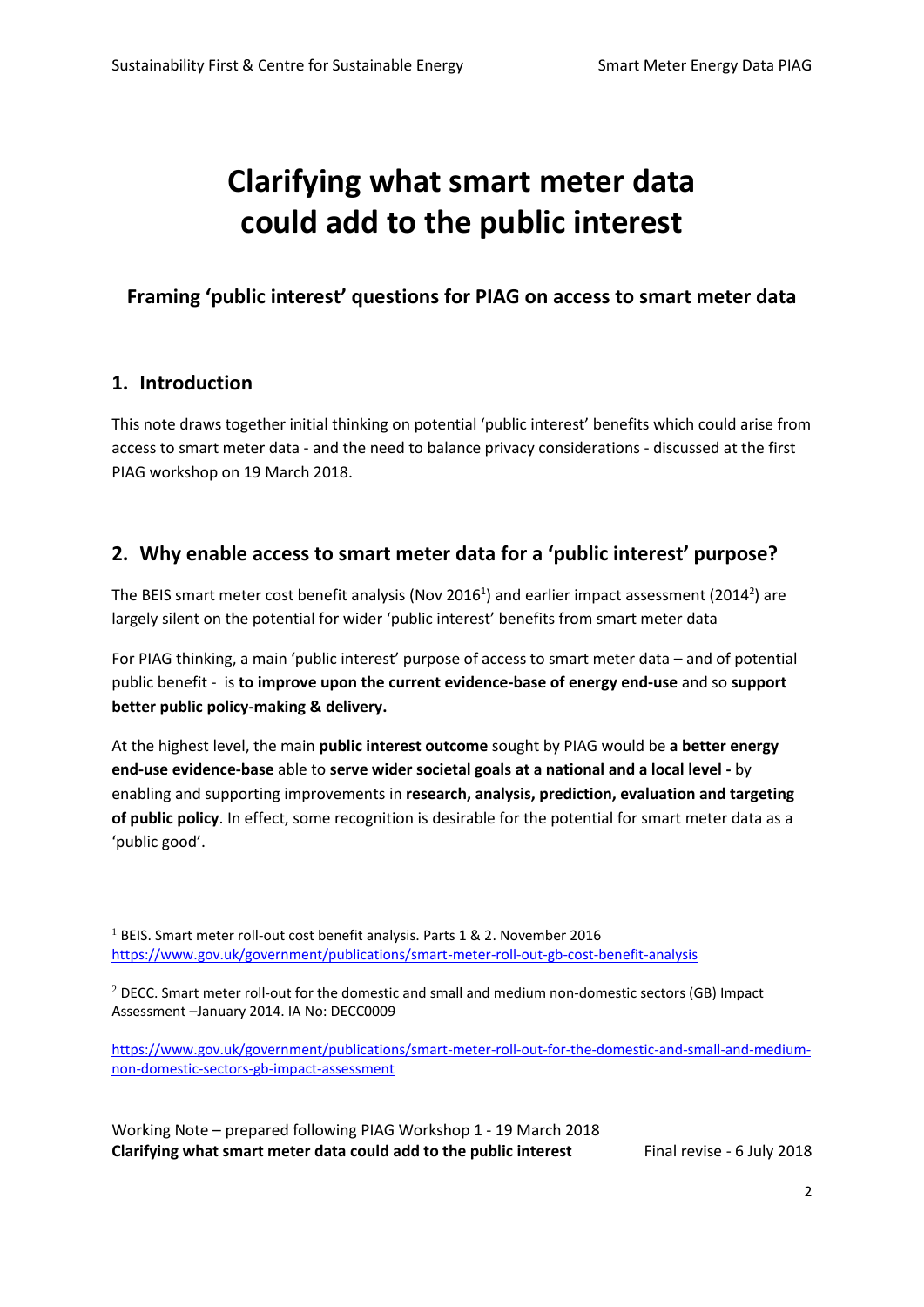# Clarifying what smart meter data could add to the public interest

## Framing 'public interest' questions for PIAG on access to smart meter data

## 1. Introduction

This note draws together initial thinking on potential 'public interest' benefits which could arise from access to smart meter data - and the need to balance privacy considerations - discussed at the first PIAG workshop on 19 March 2018.

## 2. Why enable access to smart meter data for a 'public interest' purpose?

The BEIS smart meter cost benefit analysis (Nov 2016[1]) and earlier impact assessment (2014[2]) are largely silent on the potential for wider 'public interest' benefits from smart meter data

For PIAG thinking, a main 'public interest' purpose of access to smart meter data – and of potential public benefit - is **to improve upon the current evidence-base of energy end-use** and so **support better public policy-making & delivery.**

At the highest level, the main **public interest outcome** sought by PIAG would be **a better energy end-use evidence-base** able to **serve wider societal goals at a national and a local level -** by enabling and supporting improvements in **research, analysis, prediction, evaluation and targeting of public policy**. In effect, some recognition is desirable for the potential for smart meter data as a 'public good'.

---

[1] BEIS. Smart meter roll-out cost benefit analysis. Parts 1 & 2. November 2016 https://www.gov.uk/government/publications/smart-meter-roll-out-gb-cost-benefit-analysis

[2] DECC. Smart meter roll-out for the domestic and small and medium non-domestic sectors (GB) Impact Assessment –January 2014. IA No: DECC0009

https://www.gov.uk/government/publications/smart-meter-roll-out-for-the-domestic-and-small-and-medium-non-domestic-sectors-gb-impact-assessment

Working Note – prepared following PIAG Workshop 1 - 19 March 2018
**Clarifying what smart meter data could add to the public interest** Final revise - 6 July 2018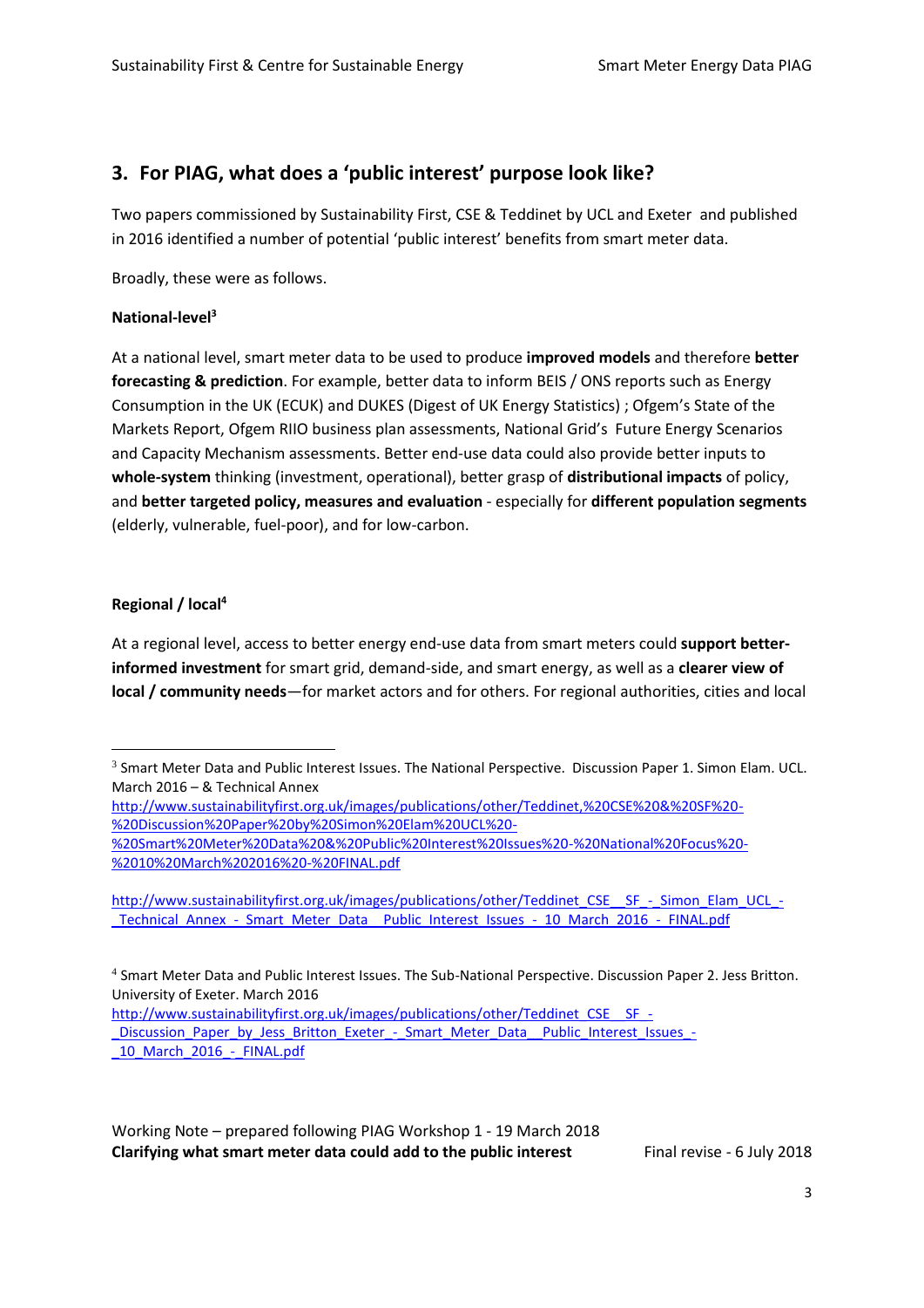## 3. For PIAG, what does a 'public interest' purpose look like?

Two papers commissioned by Sustainability First, CSE & Teddinet by UCL and Exeter and published in 2016 identified a number of potential 'public interest' benefits from smart meter data.

Broadly, these were as follows.

**National-level**[3]

At a national level, smart meter data to be used to produce **improved models** and therefore **better forecasting & prediction**. For example, better data to inform BEIS / ONS reports such as Energy Consumption in the UK (ECUK) and DUKES (Digest of UK Energy Statistics) ; Ofgem's State of the Markets Report, Ofgem RIIO business plan assessments, National Grid's Future Energy Scenarios and Capacity Mechanism assessments. Better end-use data could also provide better inputs to **whole-system** thinking (investment, operational), better grasp of **distributional impacts** of policy, and **better targeted policy, measures and evaluation** - especially for **different population segments** (elderly, vulnerable, fuel-poor), and for low-carbon.

**Regional / local**[4]

At a regional level, access to better energy end-use data from smart meters could **support better-informed investment** for smart grid, demand-side, and smart energy, as well as a **clearer view of local / community needs**—for market actors and for others. For regional authorities, cities and local

---

[3] Smart Meter Data and Public Interest Issues. The National Perspective. Discussion Paper 1. Simon Elam. UCL. March 2016 – & Technical Annex
http://www.sustainabilityfirst.org.uk/images/publications/other/Teddinet,%20CSE%20&%20SF%20-%20Discussion%20Paper%20by%20Simon%20Elam%20UCL%20-%20Smart%20Meter%20Data%20&%20Public%20Interest%20Issues%20-%20National%20Focus%20-%2010%20March%202016%20-%20FINAL.pdf

http://www.sustainabilityfirst.org.uk/images/publications/other/Teddinet_CSE__SF_-_Simon_Elam_UCL_-_Technical_Annex_-_Smart_Meter_Data__Public_Interest_Issues_-_10_March_2016_-_FINAL.pdf

[4] Smart Meter Data and Public Interest Issues. The Sub-National Perspective. Discussion Paper 2. Jess Britton. University of Exeter. March 2016
http://www.sustainabilityfirst.org.uk/images/publications/other/Teddinet_CSE__SF_-_Discussion_Paper_by_Jess_Britton_Exeter_-_Smart_Meter_Data__Public_Interest_Issues_-_10_March_2016_-_FINAL.pdf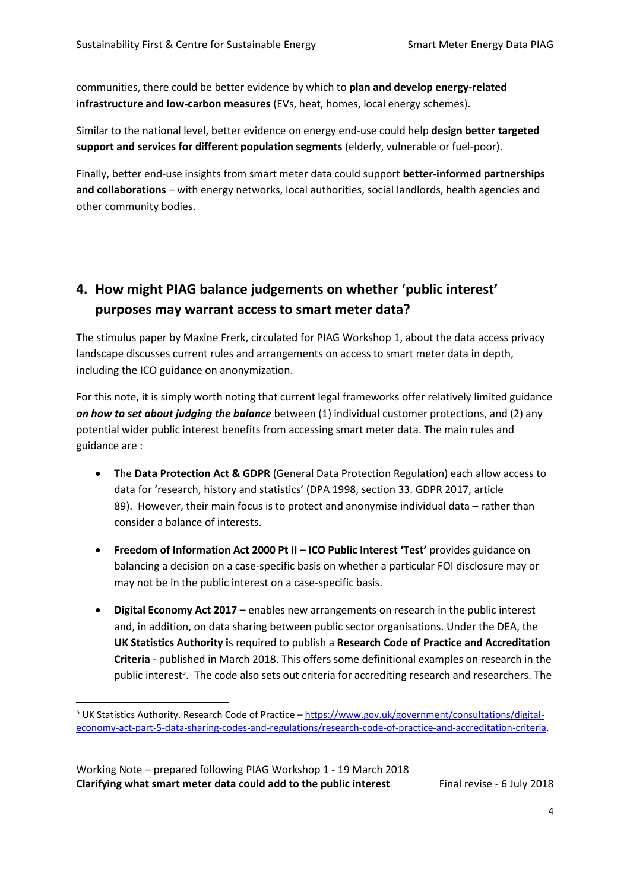communities, there could be better evidence by which to **plan and develop energy-related infrastructure and low-carbon measures** (EVs, heat, homes, local energy schemes).

Similar to the national level, better evidence on energy end-use could help **design better targeted support and services for different population segments** (elderly, vulnerable or fuel-poor).

Finally, better end-use insights from smart meter data could support **better-informed partnerships and collaborations** – with energy networks, local authorities, social landlords, health agencies and other community bodies.

## 4. How might PIAG balance judgements on whether 'public interest' purposes may warrant access to smart meter data?

The stimulus paper by Maxine Frerk, circulated for PIAG Workshop 1, about the data access privacy landscape discusses current rules and arrangements on access to smart meter data in depth, including the ICO guidance on anonymization.

For this note, it is simply worth noting that current legal frameworks offer relatively limited guidance ***on how to set about judging the balance*** between (1) individual customer protections, and (2) any potential wider public interest benefits from accessing smart meter data. The main rules and guidance are :

- The **Data Protection Act & GDPR** (General Data Protection Regulation) each allow access to data for 'research, history and statistics' (DPA 1998, section 33. GDPR 2017, article 89). However, their main focus is to protect and anonymise individual data – rather than consider a balance of interests.

- **Freedom of Information Act 2000 Pt II – ICO Public Interest 'Test'** provides guidance on balancing a decision on a case-specific basis on whether a particular FOI disclosure may or may not be in the public interest on a case-specific basis.

- **Digital Economy Act 2017 –** enables new arrangements on research in the public interest and, in addition, on data sharing between public sector organisations. Under the DEA, the **UK Statistics Authority i**s required to publish a **Research Code of Practice and Accreditation Criteria** - published in March 2018. This offers some definitional examples on research in the public interest[5]. The code also sets out criteria for accrediting research and researchers. The

[5] UK Statistics Authority. Research Code of Practice – https://www.gov.uk/government/consultations/digital-economy-act-part-5-data-sharing-codes-and-regulations/research-code-of-practice-and-accreditation-criteria.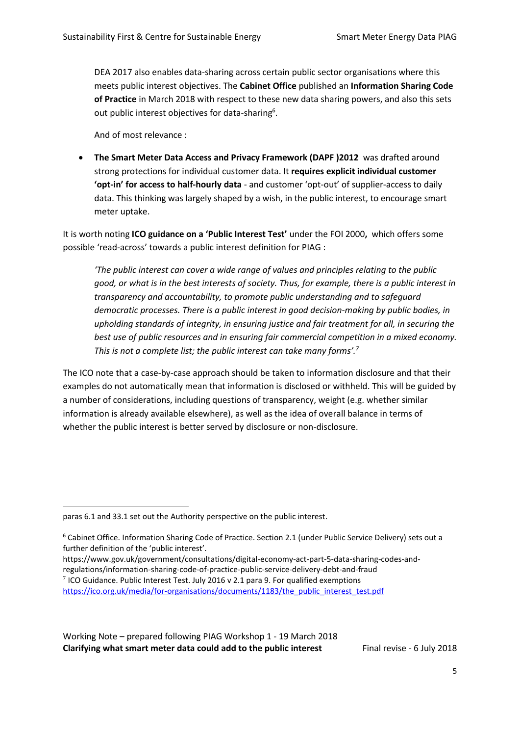DEA 2017 also enables data-sharing across certain public sector organisations where this meets public interest objectives. The **Cabinet Office** published an **Information Sharing Code of Practice** in March 2018 with respect to these new data sharing powers, and also this sets out public interest objectives for data-sharing[6].

And of most relevance :

- **The Smart Meter Data Access and Privacy Framework (DAPF )2012** was drafted around strong protections for individual customer data. It **requires explicit individual customer 'opt-in' for access to half-hourly data** - and customer 'opt-out' of supplier-access to daily data. This thinking was largely shaped by a wish, in the public interest, to encourage smart meter uptake.

It is worth noting **ICO guidance on a 'Public Interest Test'** under the FOI 2000**,** which offers some possible 'read-across' towards a public interest definition for PIAG :

*'The public interest can cover a wide range of values and principles relating to the public good, or what is in the best interests of society. Thus, for example, there is a public interest in transparency and accountability, to promote public understanding and to safeguard democratic processes. There is a public interest in good decision-making by public bodies, in upholding standards of integrity, in ensuring justice and fair treatment for all, in securing the best use of public resources and in ensuring fair commercial competition in a mixed economy. This is not a complete list; the public interest can take many forms'.*[7]

The ICO note that a case-by-case approach should be taken to information disclosure and that their examples do not automatically mean that information is disclosed or withheld. This will be guided by a number of considerations, including questions of transparency, weight (e.g. whether similar information is already available elsewhere), as well as the idea of overall balance in terms of whether the public interest is better served by disclosure or non-disclosure.

---

paras 6.1 and 33.1 set out the Authority perspective on the public interest.

[6] Cabinet Office. Information Sharing Code of Practice. Section 2.1 (under Public Service Delivery) sets out a further definition of the 'public interest'.
https://www.gov.uk/government/consultations/digital-economy-act-part-5-data-sharing-codes-and-regulations/information-sharing-code-of-practice-public-service-delivery-debt-and-fraud

[7] ICO Guidance. Public Interest Test. July 2016 v 2.1 para 9. For qualified exemptions
https://ico.org.uk/media/for-organisations/documents/1183/the_public_interest_test.pdf

Working Note – prepared following PIAG Workshop 1 - 19 March 2018
**Clarifying what smart meter data could add to the public interest** Final revise - 6 July 2018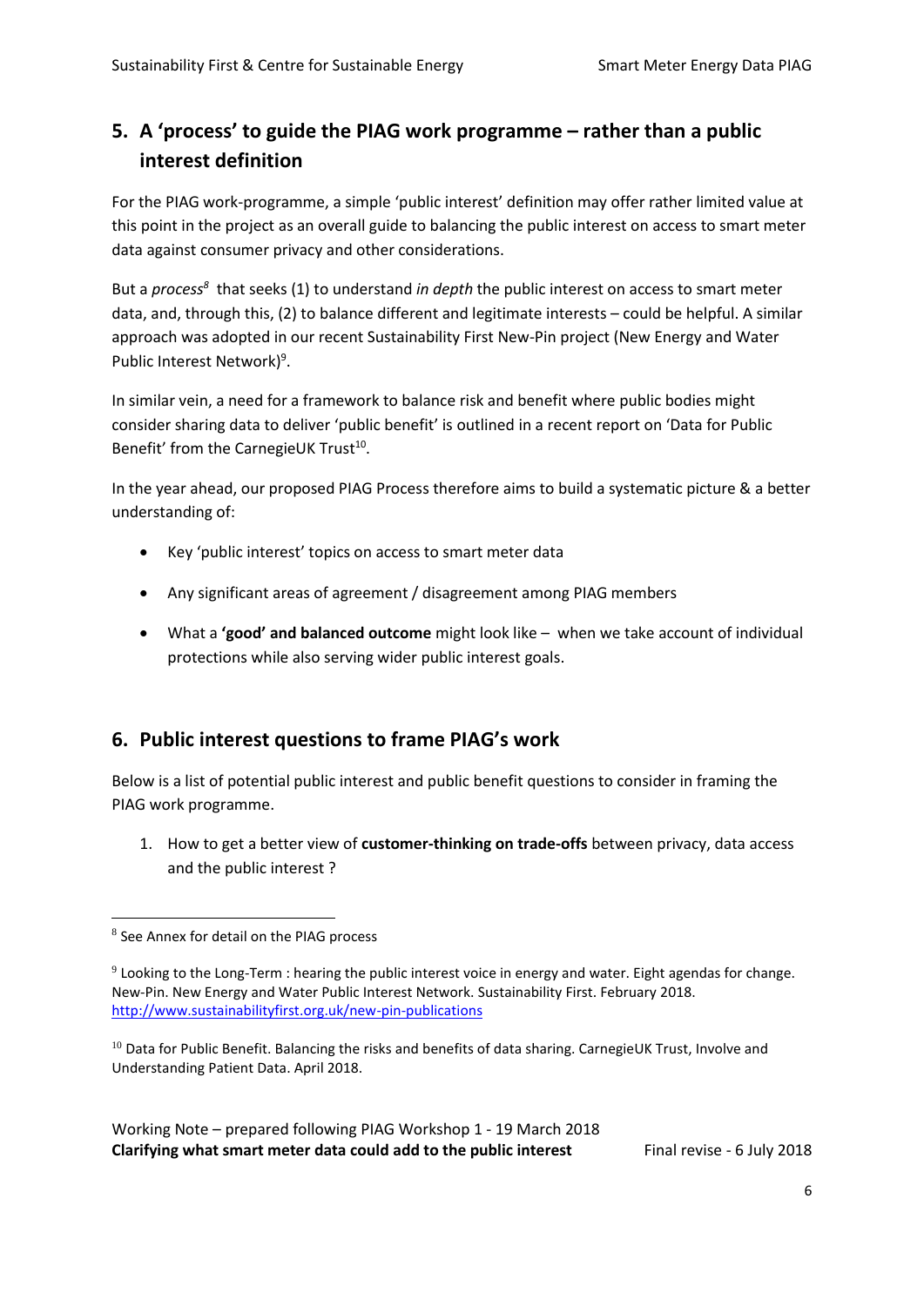## 5. A 'process' to guide the PIAG work programme – rather than a public interest definition

For the PIAG work-programme, a simple 'public interest' definition may offer rather limited value at this point in the project as an overall guide to balancing the public interest on access to smart meter data against consumer privacy and other considerations.

But a *process*[8] that seeks (1) to understand *in depth* the public interest on access to smart meter data, and, through this, (2) to balance different and legitimate interests – could be helpful. A similar approach was adopted in our recent Sustainability First New-Pin project (New Energy and Water Public Interest Network)[9].

In similar vein, a need for a framework to balance risk and benefit where public bodies might consider sharing data to deliver 'public benefit' is outlined in a recent report on 'Data for Public Benefit' from the CarnegieUK Trust[10].

In the year ahead, our proposed PIAG Process therefore aims to build a systematic picture & a better understanding of:

- Key 'public interest' topics on access to smart meter data
- Any significant areas of agreement / disagreement among PIAG members
- What a **'good' and balanced outcome** might look like – when we take account of individual protections while also serving wider public interest goals.

## 6. Public interest questions to frame PIAG's work

Below is a list of potential public interest and public benefit questions to consider in framing the PIAG work programme.

1. How to get a better view of **customer-thinking on trade-offs** between privacy, data access and the public interest ?

---

[8] See Annex for detail on the PIAG process

[9] Looking to the Long-Term : hearing the public interest voice in energy and water. Eight agendas for change. New-Pin. New Energy and Water Public Interest Network. Sustainability First. February 2018. http://www.sustainabilityfirst.org.uk/new-pin-publications

[10] Data for Public Benefit. Balancing the risks and benefits of data sharing. CarnegieUK Trust, Involve and Understanding Patient Data. April 2018.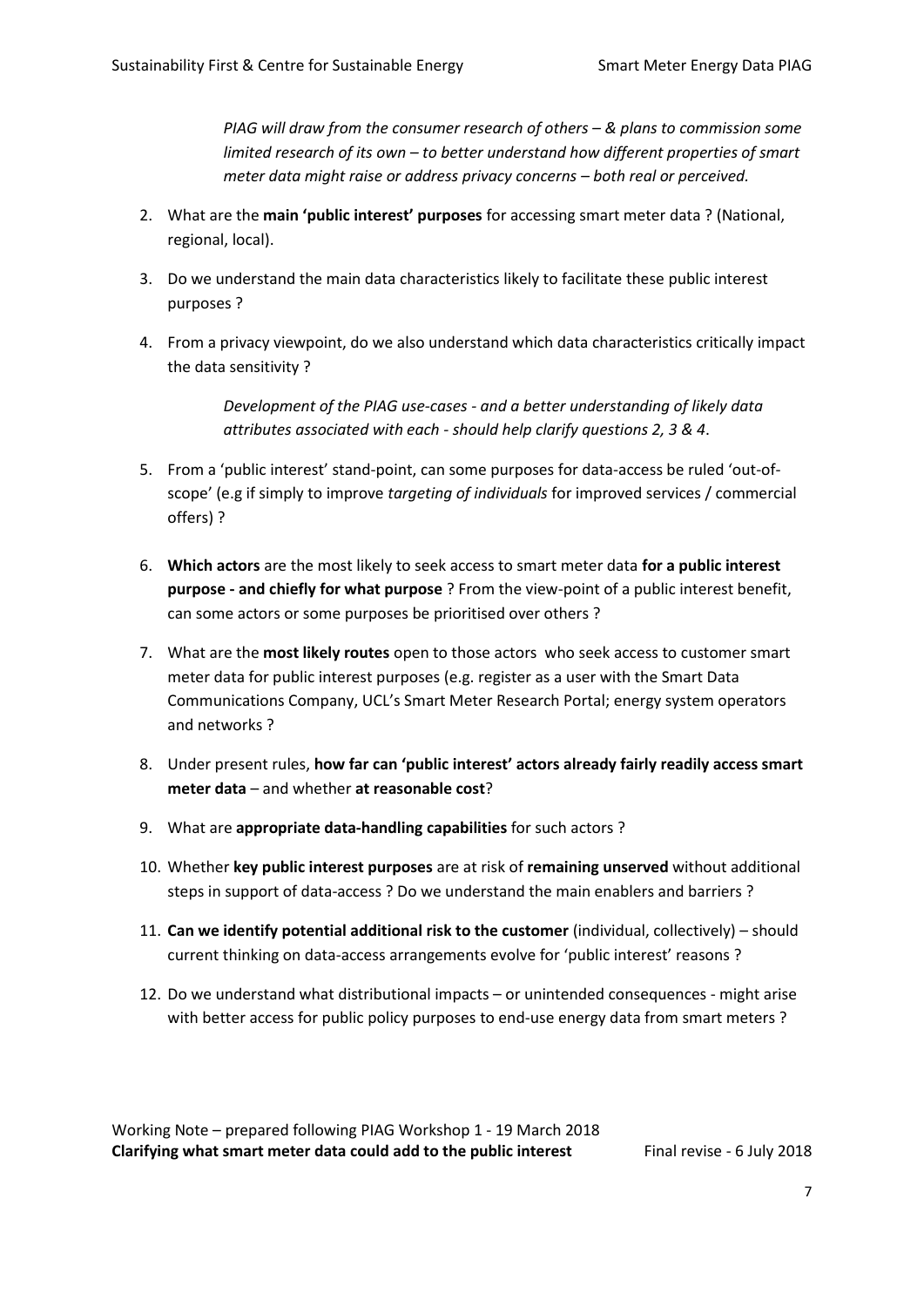*PIAG will draw from the consumer research of others – & plans to commission some limited research of its own – to better understand how different properties of smart meter data might raise or address privacy concerns – both real or perceived.*

2. What are the **main 'public interest' purposes** for accessing smart meter data ? (National, regional, local).

3. Do we understand the main data characteristics likely to facilitate these public interest purposes ?

4. From a privacy viewpoint, do we also understand which data characteristics critically impact the data sensitivity ?

   *Development of the PIAG use-cases - and a better understanding of likely data attributes associated with each - should help clarify questions 2, 3 & 4.*

5. From a 'public interest' stand-point, can some purposes for data-access be ruled 'out-of-scope' (e.g if simply to improve *targeting of individuals* for improved services / commercial offers) ?

6. **Which actors** are the most likely to seek access to smart meter data **for a public interest purpose - and chiefly for what purpose** ? From the view-point of a public interest benefit, can some actors or some purposes be prioritised over others ?

7. What are the **most likely routes** open to those actors who seek access to customer smart meter data for public interest purposes (e.g. register as a user with the Smart Data Communications Company, UCL's Smart Meter Research Portal; energy system operators and networks ?

8. Under present rules, **how far can 'public interest' actors already fairly readily access smart meter data** – and whether **at reasonable cost**?

9. What are **appropriate data-handling capabilities** for such actors ?

10. Whether **key public interest purposes** are at risk of **remaining unserved** without additional steps in support of data-access ? Do we understand the main enablers and barriers ?

11. **Can we identify potential additional risk to the customer** (individual, collectively) – should current thinking on data-access arrangements evolve for 'public interest' reasons ?

12. Do we understand what distributional impacts – or unintended consequences - might arise with better access for public policy purposes to end-use energy data from smart meters ?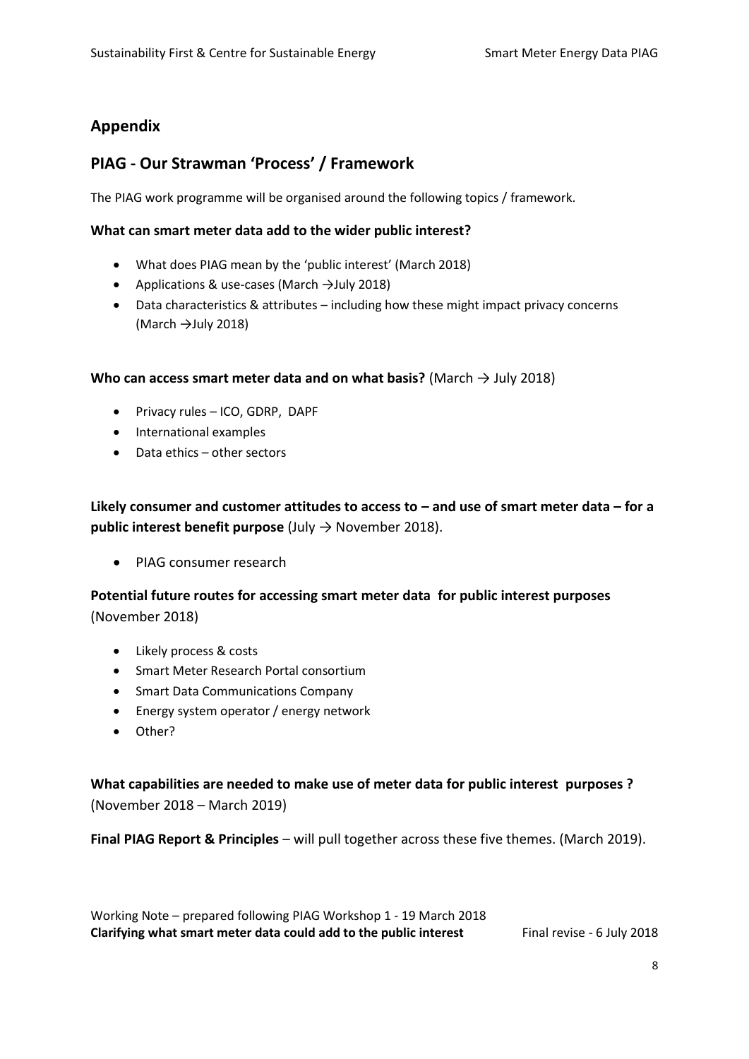## Appendix

## PIAG - Our Strawman 'Process' / Framework

The PIAG work programme will be organised around the following topics / framework.

**What can smart meter data add to the wider public interest?**

- What does PIAG mean by the 'public interest' (March 2018)
- Applications & use-cases (March →July 2018)
- Data characteristics & attributes – including how these might impact privacy concerns (March →July 2018)

**Who can access smart meter data and on what basis?** (March → July 2018)

- Privacy rules – ICO, GDRP, DAPF
- International examples
- Data ethics – other sectors

**Likely consumer and customer attitudes to access to – and use of smart meter data – for a public interest benefit purpose** (July → November 2018).

- PIAG consumer research

**Potential future routes for accessing smart meter data for public interest purposes** (November 2018)

- Likely process & costs
- Smart Meter Research Portal consortium
- Smart Data Communications Company
- Energy system operator / energy network
- Other?

**What capabilities are needed to make use of meter data for public interest purposes ?** (November 2018 – March 2019)

**Final PIAG Report & Principles** – will pull together across these five themes. (March 2019).

Working Note – prepared following PIAG Workshop 1 - 19 March 2018
**Clarifying what smart meter data could add to the public interest** Final revise - 6 July 2018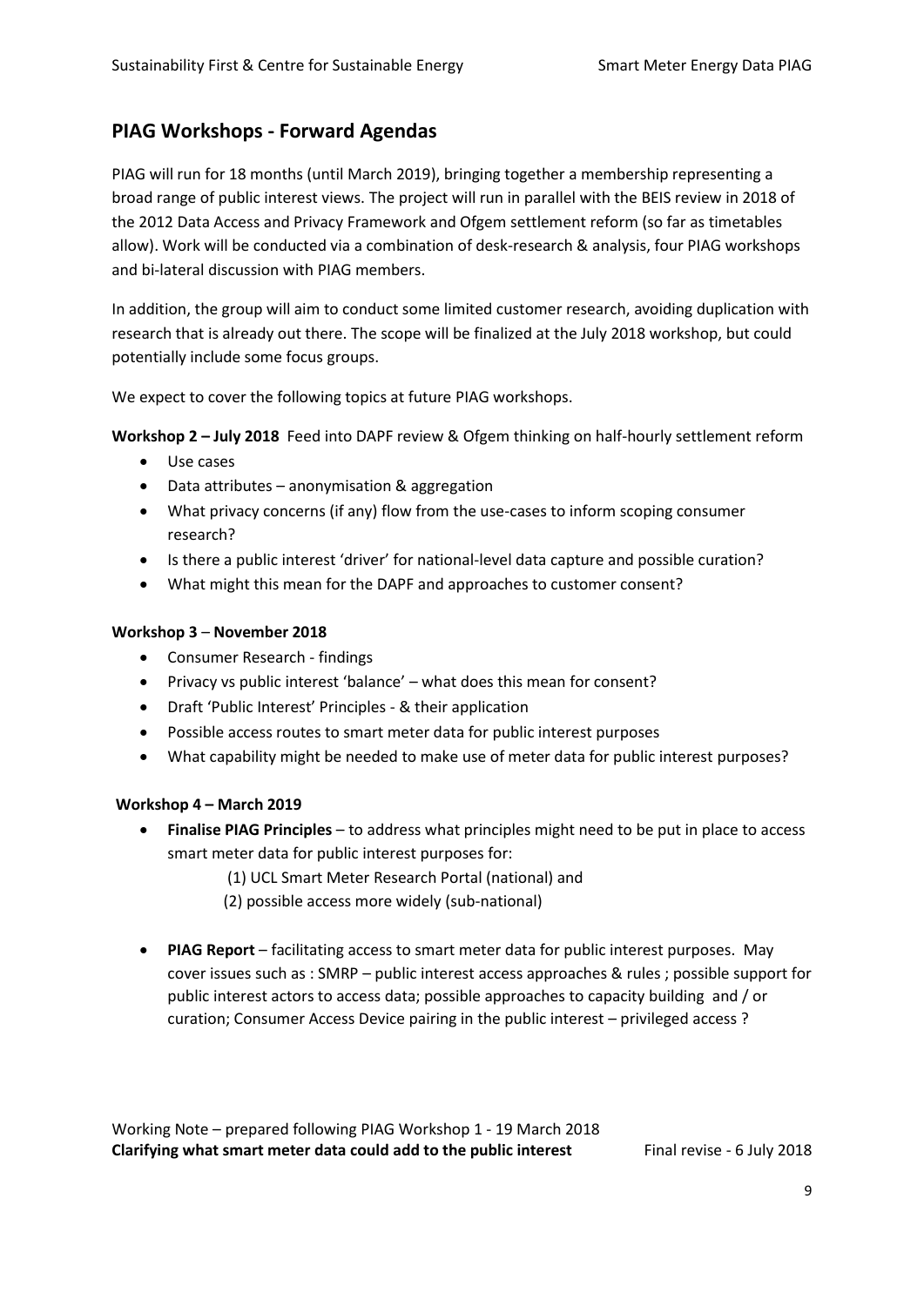## PIAG Workshops - Forward Agendas

PIAG will run for 18 months (until March 2019), bringing together a membership representing a broad range of public interest views. The project will run in parallel with the BEIS review in 2018 of the 2012 Data Access and Privacy Framework and Ofgem settlement reform (so far as timetables allow). Work will be conducted via a combination of desk-research & analysis, four PIAG workshops and bi-lateral discussion with PIAG members.

In addition, the group will aim to conduct some limited customer research, avoiding duplication with research that is already out there. The scope will be finalized at the July 2018 workshop, but could potentially include some focus groups.

We expect to cover the following topics at future PIAG workshops.

**Workshop 2 – July 2018** Feed into DAPF review & Ofgem thinking on half-hourly settlement reform

- Use cases
- Data attributes – anonymisation & aggregation
- What privacy concerns (if any) flow from the use-cases to inform scoping consumer research?
- Is there a public interest 'driver' for national-level data capture and possible curation?
- What might this mean for the DAPF and approaches to customer consent?

**Workshop 3 – November 2018**

- Consumer Research - findings
- Privacy vs public interest 'balance' – what does this mean for consent?
- Draft 'Public Interest' Principles - & their application
- Possible access routes to smart meter data for public interest purposes
- What capability might be needed to make use of meter data for public interest purposes?

**Workshop 4 – March 2019**

- **Finalise PIAG Principles** – to address what principles might need to be put in place to access smart meter data for public interest purposes for:
  - (1) UCL Smart Meter Research Portal (national) and
  - (2) possible access more widely (sub-national)
- **PIAG Report** – facilitating access to smart meter data for public interest purposes. May cover issues such as : SMRP – public interest access approaches & rules ; possible support for public interest actors to access data; possible approaches to capacity building and / or curation; Consumer Access Device pairing in the public interest – privileged access ?

Working Note – prepared following PIAG Workshop 1 - 19 March 2018
**Clarifying what smart meter data could add to the public interest** Final revise - 6 July 2018